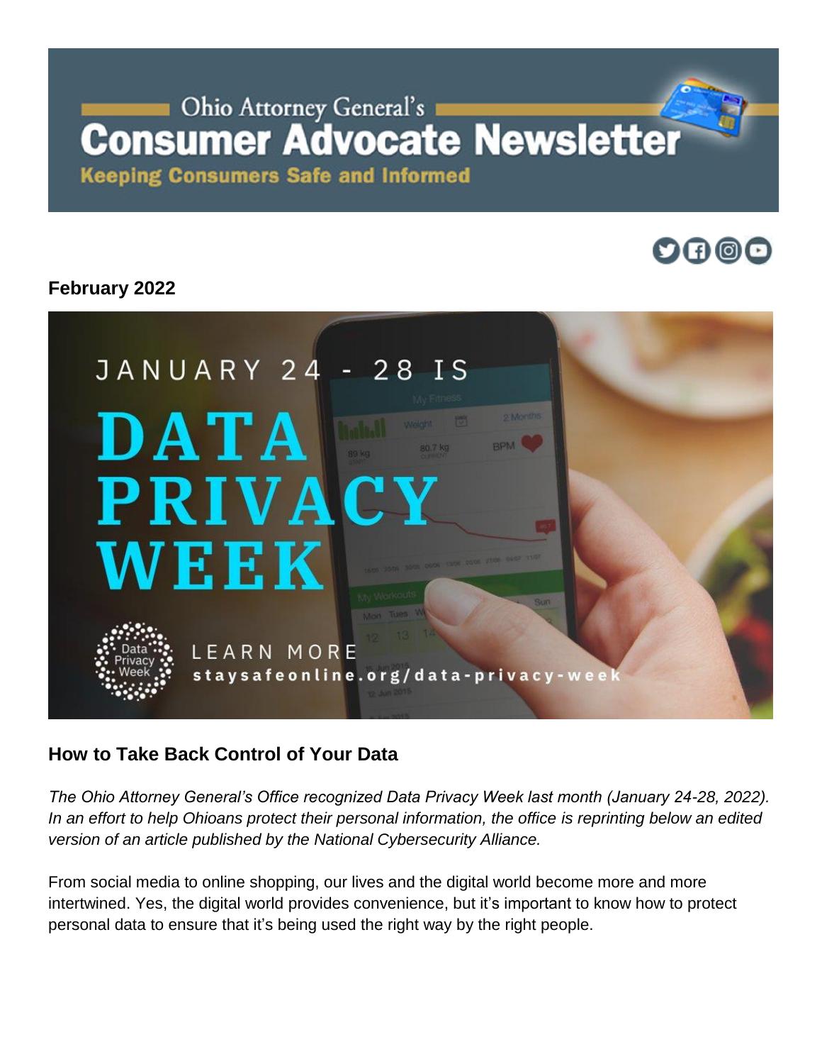Ohio Attorney General's

# Consumer Advocate Newsletter

**Keeping Consumers Safe and Informed**

**February 2022**

JANUARY 24 - 28 IS

DATA PRIVACY WEEK

LEARN MORE
staysafeonline.org/data-privacy-week

## How to Take Back Control of Your Data

*The Ohio Attorney General's Office recognized Data Privacy Week last month (January 24-28, 2022). In an effort to help Ohioans protect their personal information, the office is reprinting below an edited version of an article published by the National Cybersecurity Alliance.*

From social media to online shopping, our lives and the digital world become more and more intertwined. Yes, the digital world provides convenience, but it's important to know how to protect personal data to ensure that it's being used the right way by the right people.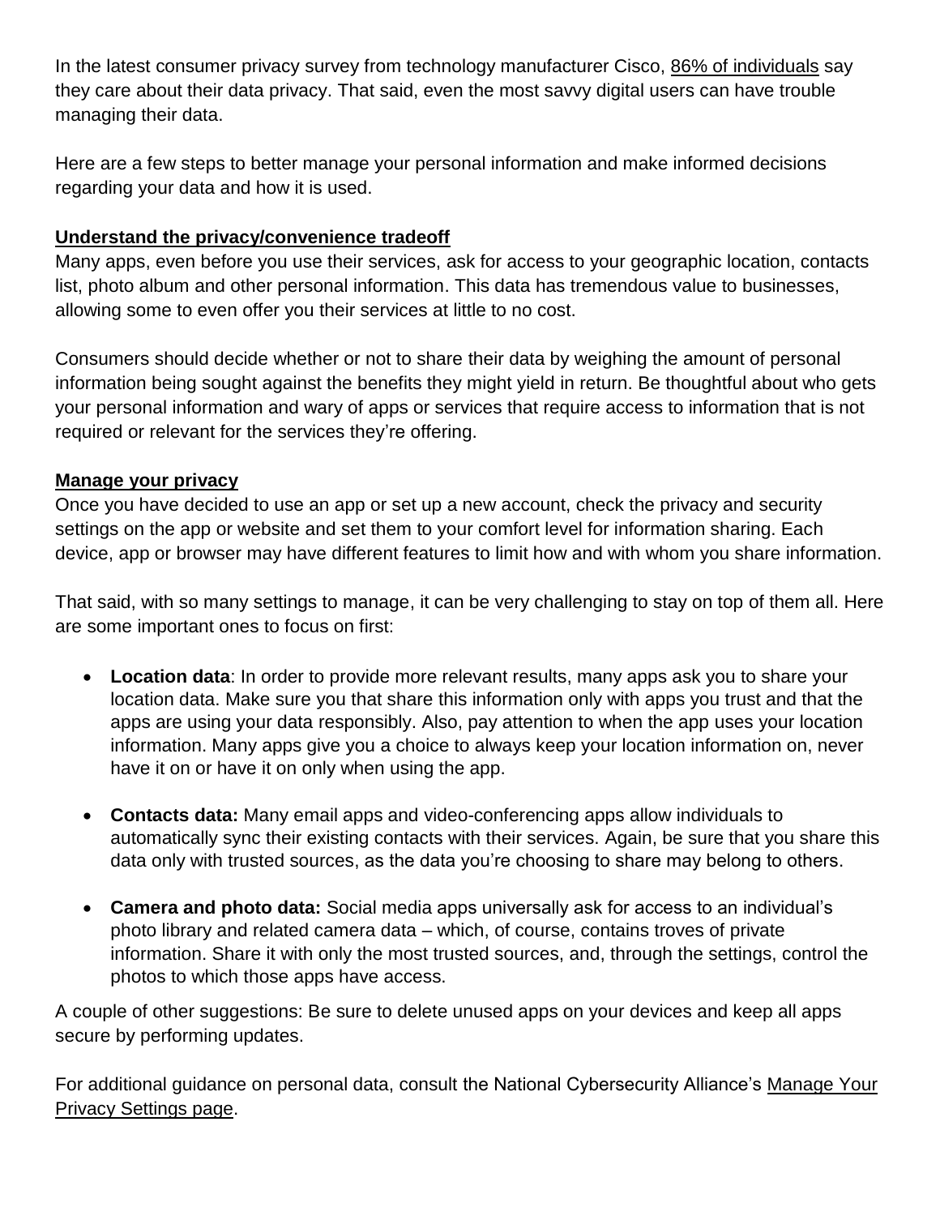In the latest consumer privacy survey from technology manufacturer Cisco, 86% of individuals say they care about their data privacy. That said, even the most savvy digital users can have trouble managing their data.

Here are a few steps to better manage your personal information and make informed decisions regarding your data and how it is used.

**Understand the privacy/convenience tradeoff**

Many apps, even before you use their services, ask for access to your geographic location, contacts list, photo album and other personal information. This data has tremendous value to businesses, allowing some to even offer you their services at little to no cost.

Consumers should decide whether or not to share their data by weighing the amount of personal information being sought against the benefits they might yield in return. Be thoughtful about who gets your personal information and wary of apps or services that require access to information that is not required or relevant for the services they're offering.

**Manage your privacy**

Once you have decided to use an app or set up a new account, check the privacy and security settings on the app or website and set them to your comfort level for information sharing. Each device, app or browser may have different features to limit how and with whom you share information.

That said, with so many settings to manage, it can be very challenging to stay on top of them all. Here are some important ones to focus on first:

- **Location data**: In order to provide more relevant results, many apps ask you to share your location data. Make sure you that share this information only with apps you trust and that the apps are using your data responsibly. Also, pay attention to when the app uses your location information. Many apps give you a choice to always keep your location information on, never have it on or have it on only when using the app.

- **Contacts data:** Many email apps and video-conferencing apps allow individuals to automatically sync their existing contacts with their services. Again, be sure that you share this data only with trusted sources, as the data you're choosing to share may belong to others.

- **Camera and photo data:** Social media apps universally ask for access to an individual's photo library and related camera data – which, of course, contains troves of private information. Share it with only the most trusted sources, and, through the settings, control the photos to which those apps have access.

A couple of other suggestions: Be sure to delete unused apps on your devices and keep all apps secure by performing updates.

For additional guidance on personal data, consult the National Cybersecurity Alliance's Manage Your Privacy Settings page.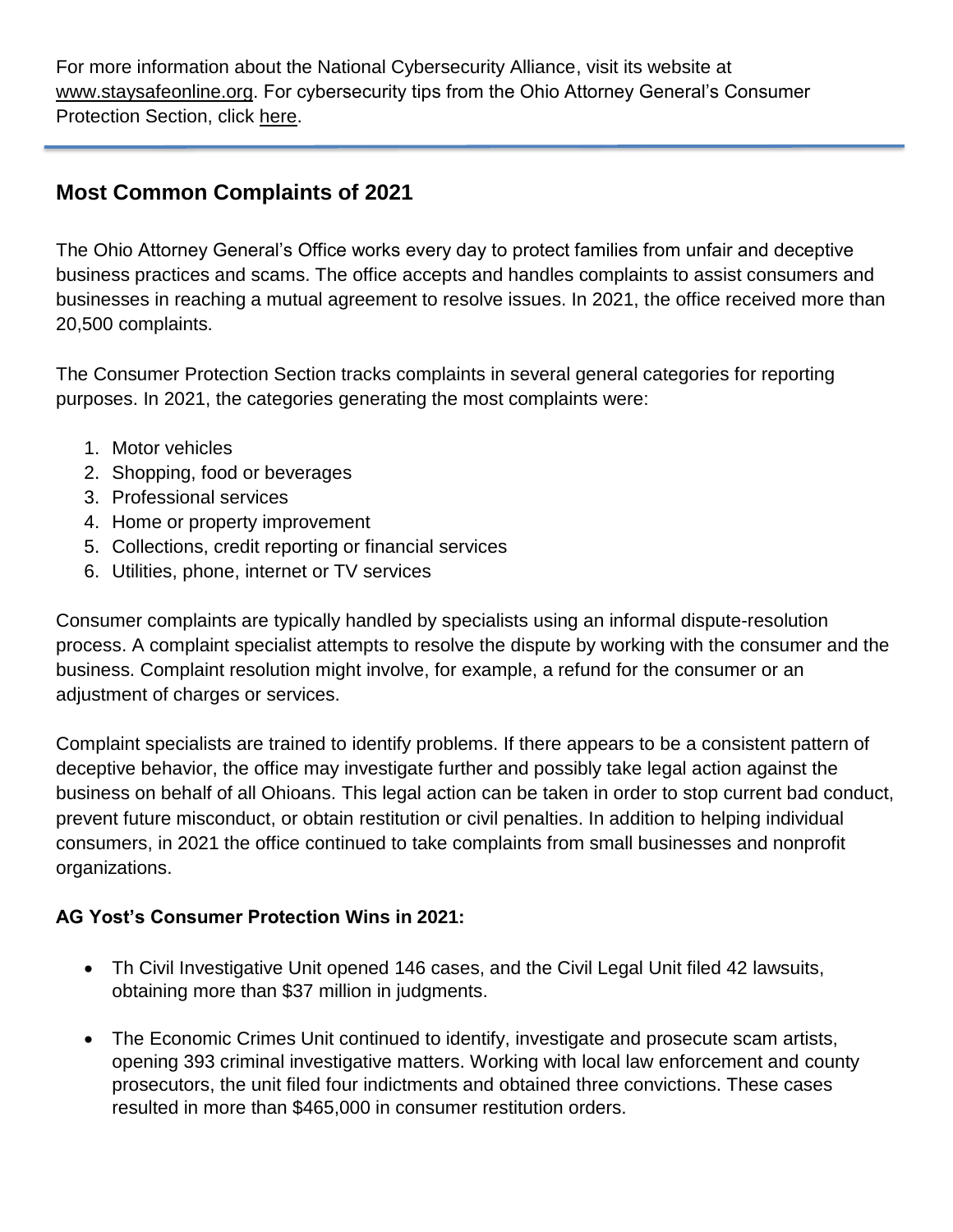For more information about the National Cybersecurity Alliance, visit its website at [www.staysafeonline.org](www.staysafeonline.org). For cybersecurity tips from the Ohio Attorney General's Consumer Protection Section, click [here]().

---

## Most Common Complaints of 2021

The Ohio Attorney General's Office works every day to protect families from unfair and deceptive business practices and scams. The office accepts and handles complaints to assist consumers and businesses in reaching a mutual agreement to resolve issues. In 2021, the office received more than 20,500 complaints.

The Consumer Protection Section tracks complaints in several general categories for reporting purposes. In 2021, the categories generating the most complaints were:

1. Motor vehicles
2. Shopping, food or beverages
3. Professional services
4. Home or property improvement
5. Collections, credit reporting or financial services
6. Utilities, phone, internet or TV services

Consumer complaints are typically handled by specialists using an informal dispute-resolution process. A complaint specialist attempts to resolve the dispute by working with the consumer and the business. Complaint resolution might involve, for example, a refund for the consumer or an adjustment of charges or services.

Complaint specialists are trained to identify problems. If there appears to be a consistent pattern of deceptive behavior, the office may investigate further and possibly take legal action against the business on behalf of all Ohioans. This legal action can be taken in order to stop current bad conduct, prevent future misconduct, or obtain restitution or civil penalties. In addition to helping individual consumers, in 2021 the office continued to take complaints from small businesses and nonprofit organizations.

**AG Yost's Consumer Protection Wins in 2021:**

- Th Civil Investigative Unit opened 146 cases, and the Civil Legal Unit filed 42 lawsuits, obtaining more than $37 million in judgments.
- The Economic Crimes Unit continued to identify, investigate and prosecute scam artists, opening 393 criminal investigative matters. Working with local law enforcement and county prosecutors, the unit filed four indictments and obtained three convictions. These cases resulted in more than $465,000 in consumer restitution orders.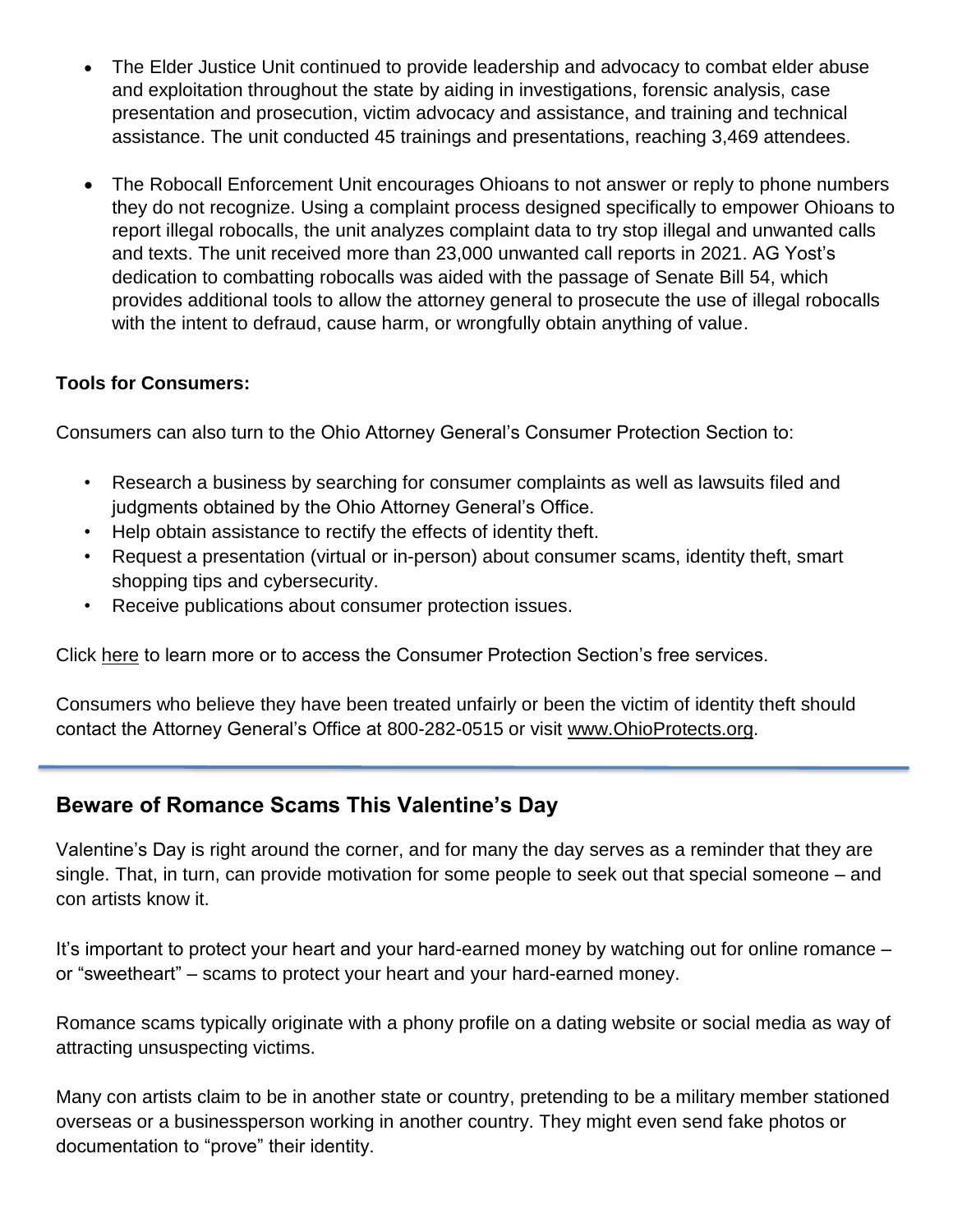- The Elder Justice Unit continued to provide leadership and advocacy to combat elder abuse and exploitation throughout the state by aiding in investigations, forensic analysis, case presentation and prosecution, victim advocacy and assistance, and training and technical assistance. The unit conducted 45 trainings and presentations, reaching 3,469 attendees.

- The Robocall Enforcement Unit encourages Ohioans to not answer or reply to phone numbers they do not recognize. Using a complaint process designed specifically to empower Ohioans to report illegal robocalls, the unit analyzes complaint data to try stop illegal and unwanted calls and texts. The unit received more than 23,000 unwanted call reports in 2021. AG Yost's dedication to combatting robocalls was aided with the passage of Senate Bill 54, which provides additional tools to allow the attorney general to prosecute the use of illegal robocalls with the intent to defraud, cause harm, or wrongfully obtain anything of value.

**Tools for Consumers:**

Consumers can also turn to the Ohio Attorney General's Consumer Protection Section to:

- Research a business by searching for consumer complaints as well as lawsuits filed and judgments obtained by the Ohio Attorney General's Office.
- Help obtain assistance to rectify the effects of identity theft.
- Request a presentation (virtual or in-person) about consumer scams, identity theft, smart shopping tips and cybersecurity.
- Receive publications about consumer protection issues.

Click here to learn more or to access the Consumer Protection Section's free services.

Consumers who believe they have been treated unfairly or been the victim of identity theft should contact the Attorney General's Office at 800-282-0515 or visit www.OhioProtects.org.

---

## Beware of Romance Scams This Valentine's Day

Valentine's Day is right around the corner, and for many the day serves as a reminder that they are single. That, in turn, can provide motivation for some people to seek out that special someone – and con artists know it.

It's important to protect your heart and your hard-earned money by watching out for online romance – or "sweetheart" – scams to protect your heart and your hard-earned money.

Romance scams typically originate with a phony profile on a dating website or social media as way of attracting unsuspecting victims.

Many con artists claim to be in another state or country, pretending to be a military member stationed overseas or a businessperson working in another country. They might even send fake photos or documentation to "prove" their identity.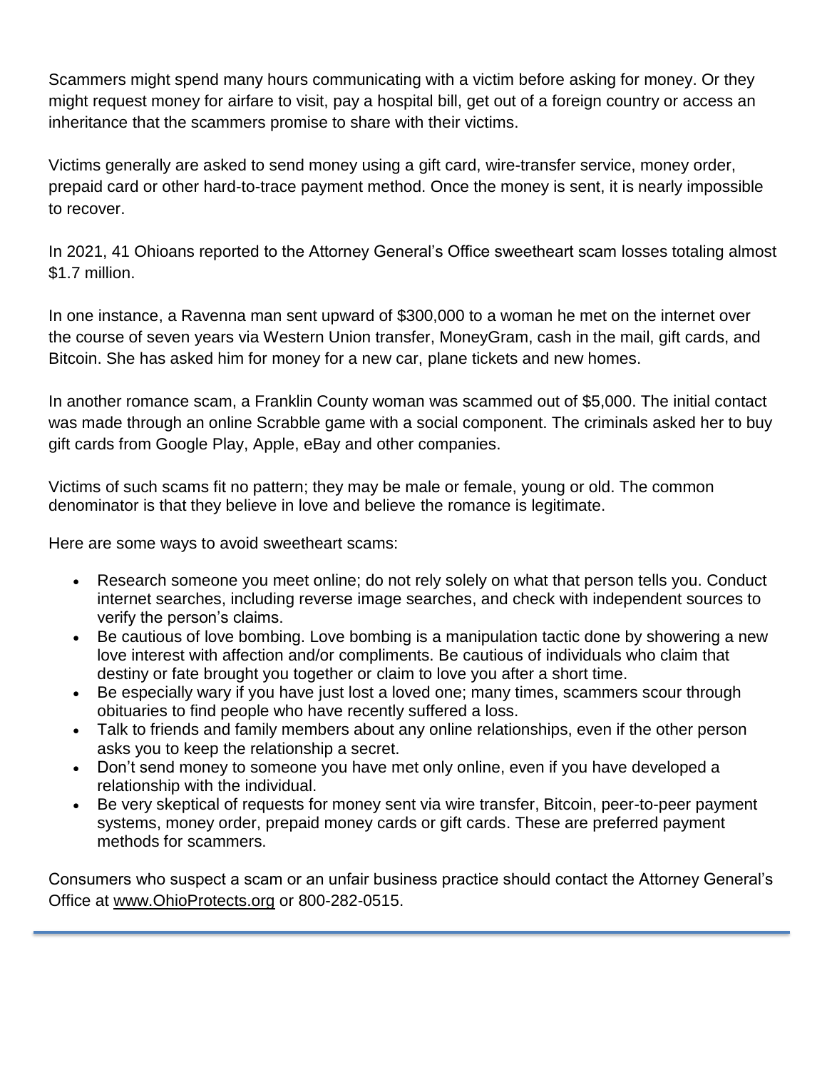Scammers might spend many hours communicating with a victim before asking for money. Or they might request money for airfare to visit, pay a hospital bill, get out of a foreign country or access an inheritance that the scammers promise to share with their victims.

Victims generally are asked to send money using a gift card, wire-transfer service, money order, prepaid card or other hard-to-trace payment method. Once the money is sent, it is nearly impossible to recover.

In 2021, 41 Ohioans reported to the Attorney General's Office sweetheart scam losses totaling almost $1.7 million.

In one instance, a Ravenna man sent upward of $300,000 to a woman he met on the internet over the course of seven years via Western Union transfer, MoneyGram, cash in the mail, gift cards, and Bitcoin. She has asked him for money for a new car, plane tickets and new homes.

In another romance scam, a Franklin County woman was scammed out of $5,000. The initial contact was made through an online Scrabble game with a social component. The criminals asked her to buy gift cards from Google Play, Apple, eBay and other companies.

Victims of such scams fit no pattern; they may be male or female, young or old. The common denominator is that they believe in love and believe the romance is legitimate.

Here are some ways to avoid sweetheart scams:

- Research someone you meet online; do not rely solely on what that person tells you. Conduct internet searches, including reverse image searches, and check with independent sources to verify the person's claims.
- Be cautious of love bombing. Love bombing is a manipulation tactic done by showering a new love interest with affection and/or compliments. Be cautious of individuals who claim that destiny or fate brought you together or claim to love you after a short time.
- Be especially wary if you have just lost a loved one; many times, scammers scour through obituaries to find people who have recently suffered a loss.
- Talk to friends and family members about any online relationships, even if the other person asks you to keep the relationship a secret.
- Don't send money to someone you have met only online, even if you have developed a relationship with the individual.
- Be very skeptical of requests for money sent via wire transfer, Bitcoin, peer-to-peer payment systems, money order, prepaid money cards or gift cards. These are preferred payment methods for scammers.

Consumers who suspect a scam or an unfair business practice should contact the Attorney General's Office at www.OhioProtects.org or 800-282-0515.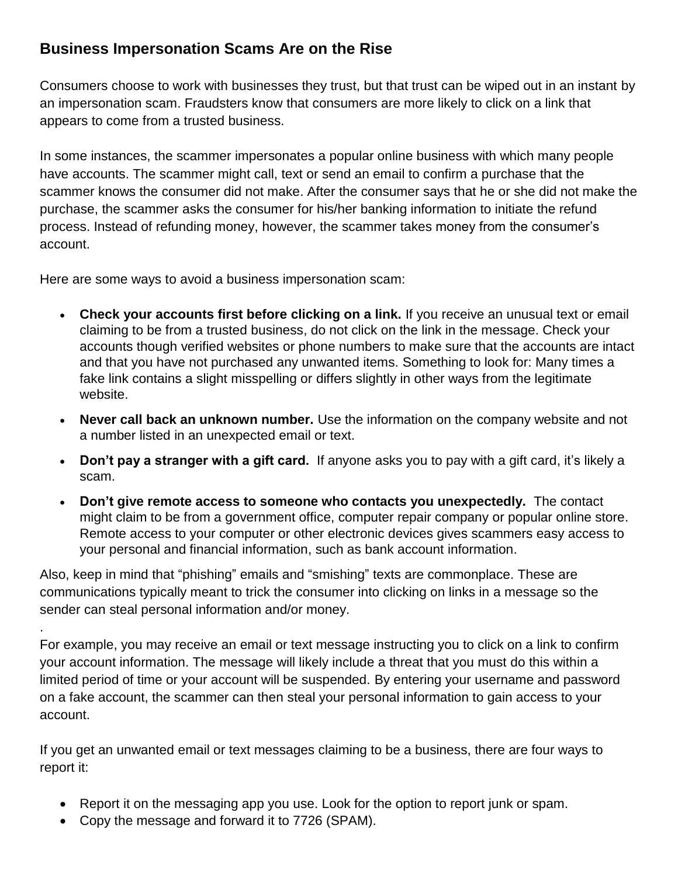## Business Impersonation Scams Are on the Rise

Consumers choose to work with businesses they trust, but that trust can be wiped out in an instant by an impersonation scam. Fraudsters know that consumers are more likely to click on a link that appears to come from a trusted business.

In some instances, the scammer impersonates a popular online business with which many people have accounts. The scammer might call, text or send an email to confirm a purchase that the scammer knows the consumer did not make. After the consumer says that he or she did not make the purchase, the scammer asks the consumer for his/her banking information to initiate the refund process. Instead of refunding money, however, the scammer takes money from the consumer's account.

Here are some ways to avoid a business impersonation scam:

- **Check your accounts first before clicking on a link.** If you receive an unusual text or email claiming to be from a trusted business, do not click on the link in the message. Check your accounts though verified websites or phone numbers to make sure that the accounts are intact and that you have not purchased any unwanted items. Something to look for: Many times a fake link contains a slight misspelling or differs slightly in other ways from the legitimate website.
- **Never call back an unknown number.** Use the information on the company website and not a number listed in an unexpected email or text.
- **Don't pay a stranger with a gift card.** If anyone asks you to pay with a gift card, it's likely a scam.
- **Don't give remote access to someone who contacts you unexpectedly.** The contact might claim to be from a government office, computer repair company or popular online store. Remote access to your computer or other electronic devices gives scammers easy access to your personal and financial information, such as bank account information.

Also, keep in mind that "phishing" emails and "smishing" texts are commonplace. These are communications typically meant to trick the consumer into clicking on links in a message so the sender can steal personal information and/or money.

.
For example, you may receive an email or text message instructing you to click on a link to confirm your account information. The message will likely include a threat that you must do this within a limited period of time or your account will be suspended. By entering your username and password on a fake account, the scammer can then steal your personal information to gain access to your account.

If you get an unwanted email or text messages claiming to be a business, there are four ways to report it:

- Report it on the messaging app you use. Look for the option to report junk or spam.
- Copy the message and forward it to 7726 (SPAM).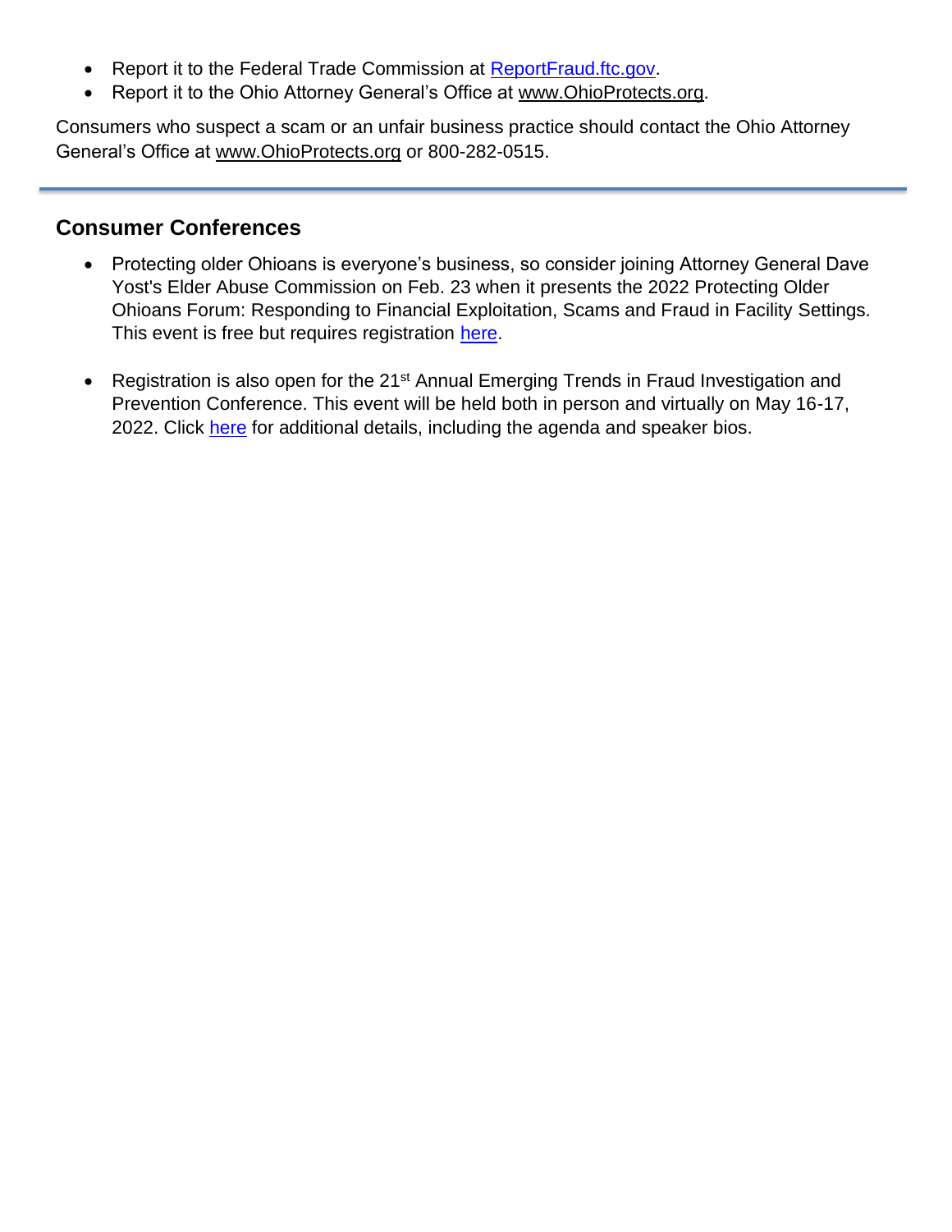- Report it to the Federal Trade Commission at ReportFraud.ftc.gov.
- Report it to the Ohio Attorney General's Office at www.OhioProtects.org.

Consumers who suspect a scam or an unfair business practice should contact the Ohio Attorney General's Office at www.OhioProtects.org or 800-282-0515.

---

## Consumer Conferences

- Protecting older Ohioans is everyone's business, so consider joining Attorney General Dave Yost's Elder Abuse Commission on Feb. 23 when it presents the 2022 Protecting Older Ohioans Forum: Responding to Financial Exploitation, Scams and Fraud in Facility Settings. This event is free but requires registration here.

- Registration is also open for the 21st Annual Emerging Trends in Fraud Investigation and Prevention Conference. This event will be held both in person and virtually on May 16-17, 2022. Click here for additional details, including the agenda and speaker bios.